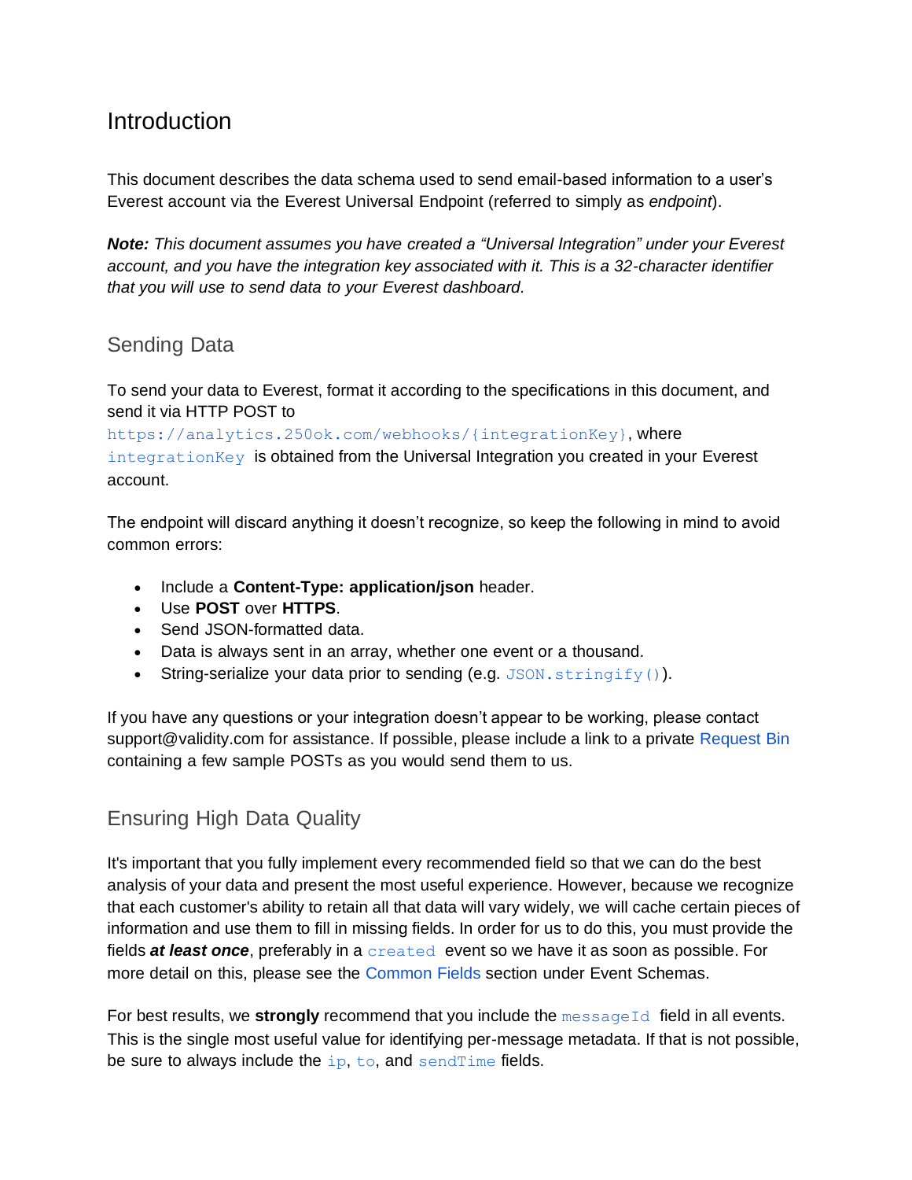# Introduction

This document describes the data schema used to send email-based information to a user's Everest account via the Everest Universal Endpoint (referred to simply as *endpoint*).

***Note:*** *This document assumes you have created a "Universal Integration" under your Everest account, and you have the integration key associated with it. This is a 32-character identifier that you will use to send data to your Everest dashboard.*

## Sending Data

To send your data to Everest, format it according to the specifications in this document, and send it via HTTP POST to `https://analytics.250ok.com/webhooks/{integrationKey}`, where `integrationKey` is obtained from the Universal Integration you created in your Everest account.

The endpoint will discard anything it doesn't recognize, so keep the following in mind to avoid common errors:

- Include a **Content-Type: application/json** header.
- Use **POST** over **HTTPS**.
- Send JSON-formatted data.
- Data is always sent in an array, whether one event or a thousand.
- String-serialize your data prior to sending (e.g. `JSON.stringify()`).

If you have any questions or your integration doesn't appear to be working, please contact support@validity.com for assistance. If possible, please include a link to a private Request Bin containing a few sample POSTs as you would send them to us.

## Ensuring High Data Quality

It's important that you fully implement every recommended field so that we can do the best analysis of your data and present the most useful experience. However, because we recognize that each customer's ability to retain all that data will vary widely, we will cache certain pieces of information and use them to fill in missing fields. In order for us to do this, you must provide the fields ***at least once***, preferably in a `created` event so we have it as soon as possible. For more detail on this, please see the Common Fields section under Event Schemas.

For best results, we **strongly** recommend that you include the `messageId` field in all events. This is the single most useful value for identifying per-message metadata. If that is not possible, be sure to always include the `ip`, `to`, and `sendTime` fields.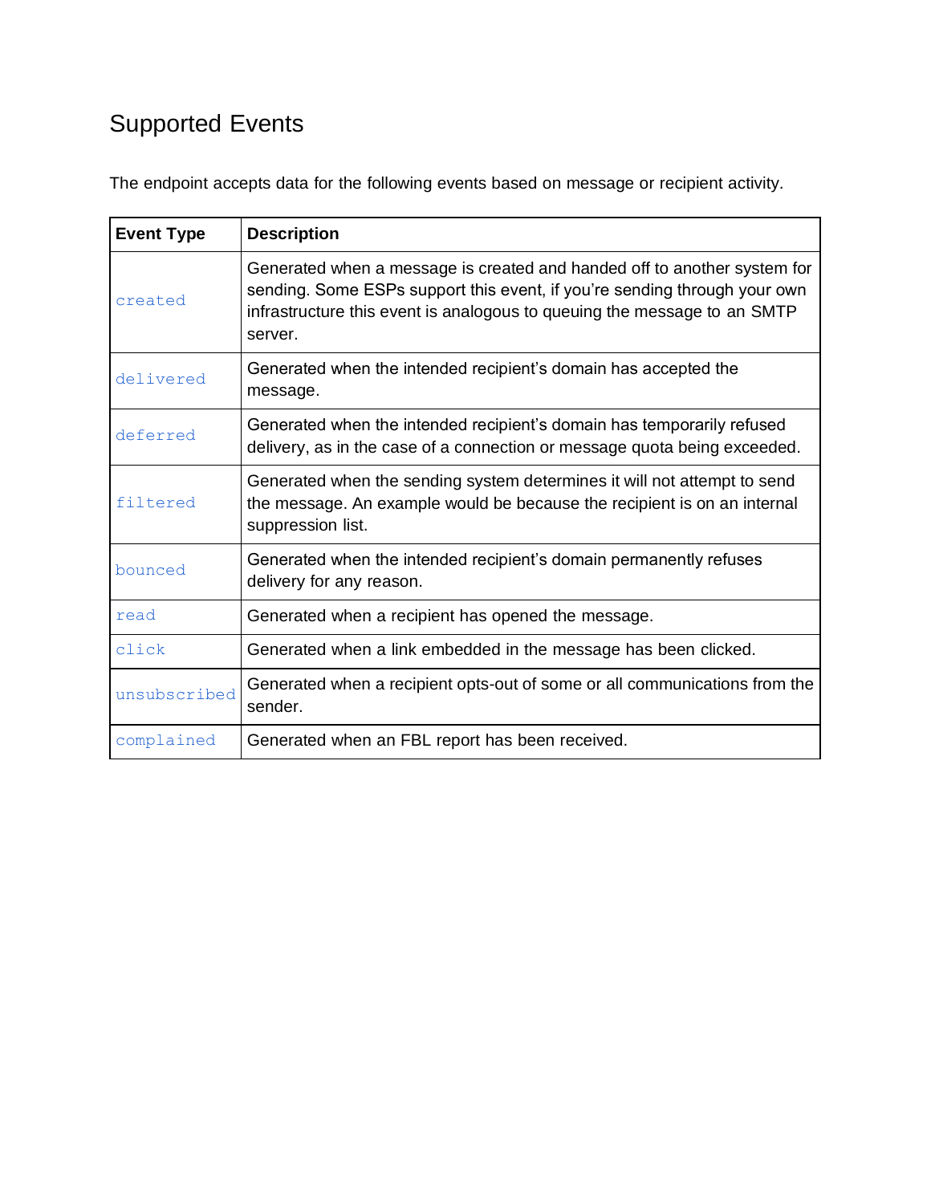## Supported Events

The endpoint accepts data for the following events based on message or recipient activity.

| Event Type | Description |
|---|---|
| `created` | Generated when a message is created and handed off to another system for sending. Some ESPs support this event, if you're sending through your own infrastructure this event is analogous to queuing the message to an SMTP server. |
| `delivered` | Generated when the intended recipient's domain has accepted the message. |
| `deferred` | Generated when the intended recipient's domain has temporarily refused delivery, as in the case of a connection or message quota being exceeded. |
| `filtered` | Generated when the sending system determines it will not attempt to send the message. An example would be because the recipient is on an internal suppression list. |
| `bounced` | Generated when the intended recipient's domain permanently refuses delivery for any reason. |
| `read` | Generated when a recipient has opened the message. |
| `click` | Generated when a link embedded in the message has been clicked. |
| `unsubscribed` | Generated when a recipient opts-out of some or all communications from the sender. |
| `complained` | Generated when an FBL report has been received. |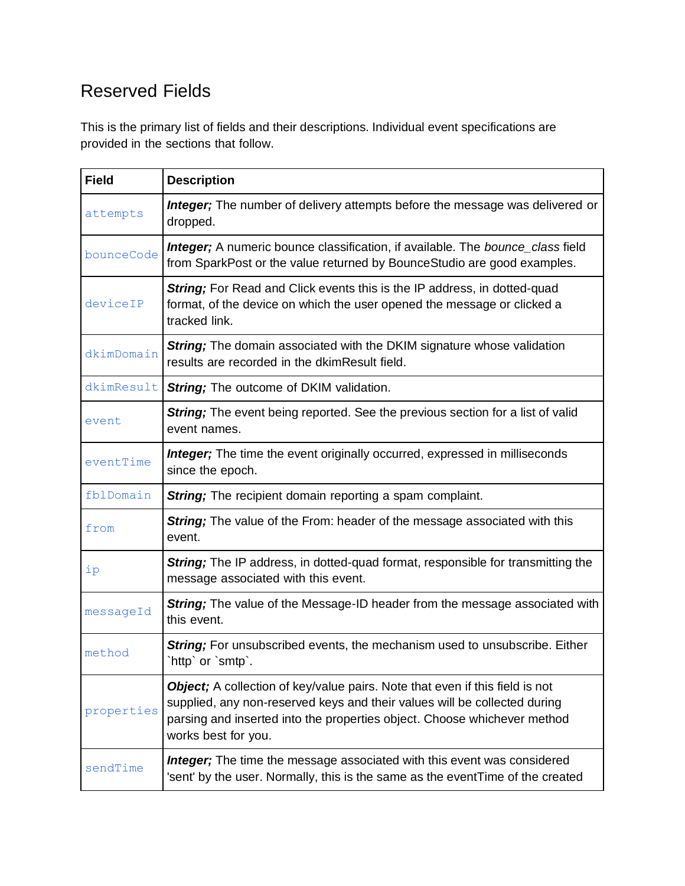## Reserved Fields

This is the primary list of fields and their descriptions. Individual event specifications are provided in the sections that follow.

| Field | Description |
|---|---|
| `attempts` | ***Integer;*** The number of delivery attempts before the message was delivered or dropped. |
| `bounceCode` | ***Integer;*** A numeric bounce classification, if available. The *bounce_class* field from SparkPost or the value returned by BounceStudio are good examples. |
| `deviceIP` | ***String;*** For Read and Click events this is the IP address, in dotted-quad format, of the device on which the user opened the message or clicked a tracked link. |
| `dkimDomain` | ***String;*** The domain associated with the DKIM signature whose validation results are recorded in the dkimResult field. |
| `dkimResult` | ***String;*** The outcome of DKIM validation. |
| `event` | ***String;*** The event being reported. See the previous section for a list of valid event names. |
| `eventTime` | ***Integer;*** The time the event originally occurred, expressed in milliseconds since the epoch. |
| `fblDomain` | ***String;*** The recipient domain reporting a spam complaint. |
| `from` | ***String;*** The value of the From: header of the message associated with this event. |
| `ip` | ***String;*** The IP address, in dotted-quad format, responsible for transmitting the message associated with this event. |
| `messageId` | ***String;*** The value of the Message-ID header from the message associated with this event. |
| `method` | ***String;*** For unsubscribed events, the mechanism used to unsubscribe. Either \`http\` or \`smtp\`. |
| `properties` | ***Object;*** A collection of key/value pairs. Note that even if this field is not supplied, any non-reserved keys and their values will be collected during parsing and inserted into the properties object. Choose whichever method works best for you. |
| `sendTime` | ***Integer;*** The time the message associated with this event was considered 'sent' by the user. Normally, this is the same as the eventTime of the created |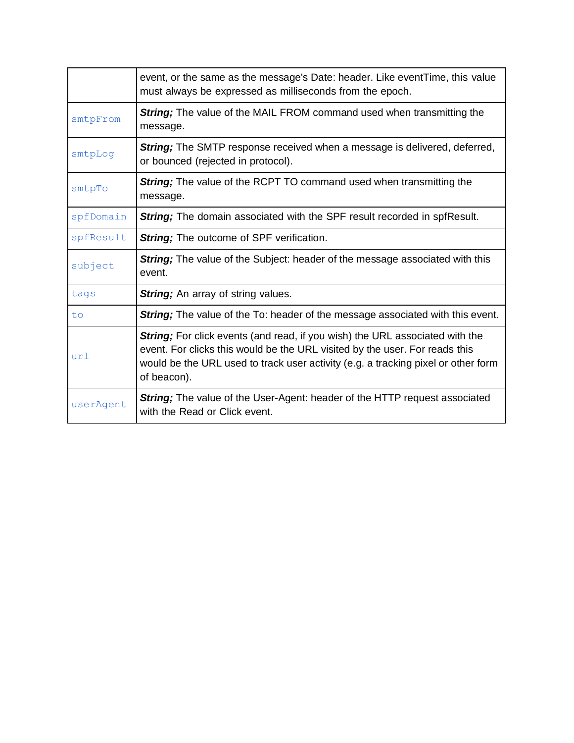| | |
|---|---|
| | event, or the same as the message's Date: header. Like eventTime, this value must always be expressed as milliseconds from the epoch. |
| `smtpFrom` | ***String;*** The value of the MAIL FROM command used when transmitting the message. |
| `smtpLog` | ***String;*** The SMTP response received when a message is delivered, deferred, or bounced (rejected in protocol). |
| `smtpTo` | ***String;*** The value of the RCPT TO command used when transmitting the message. |
| `spfDomain` | ***String;*** The domain associated with the SPF result recorded in spfResult. |
| `spfResult` | ***String;*** The outcome of SPF verification. |
| `subject` | ***String;*** The value of the Subject: header of the message associated with this event. |
| `tags` | ***String;*** An array of string values. |
| `to` | ***String;*** The value of the To: header of the message associated with this event. |
| `url` | ***String;*** For click events (and read, if you wish) the URL associated with the event. For clicks this would be the URL visited by the user. For reads this would be the URL used to track user activity (e.g. a tracking pixel or other form of beacon). |
| `userAgent` | ***String;*** The value of the User-Agent: header of the HTTP request associated with the Read or Click event. |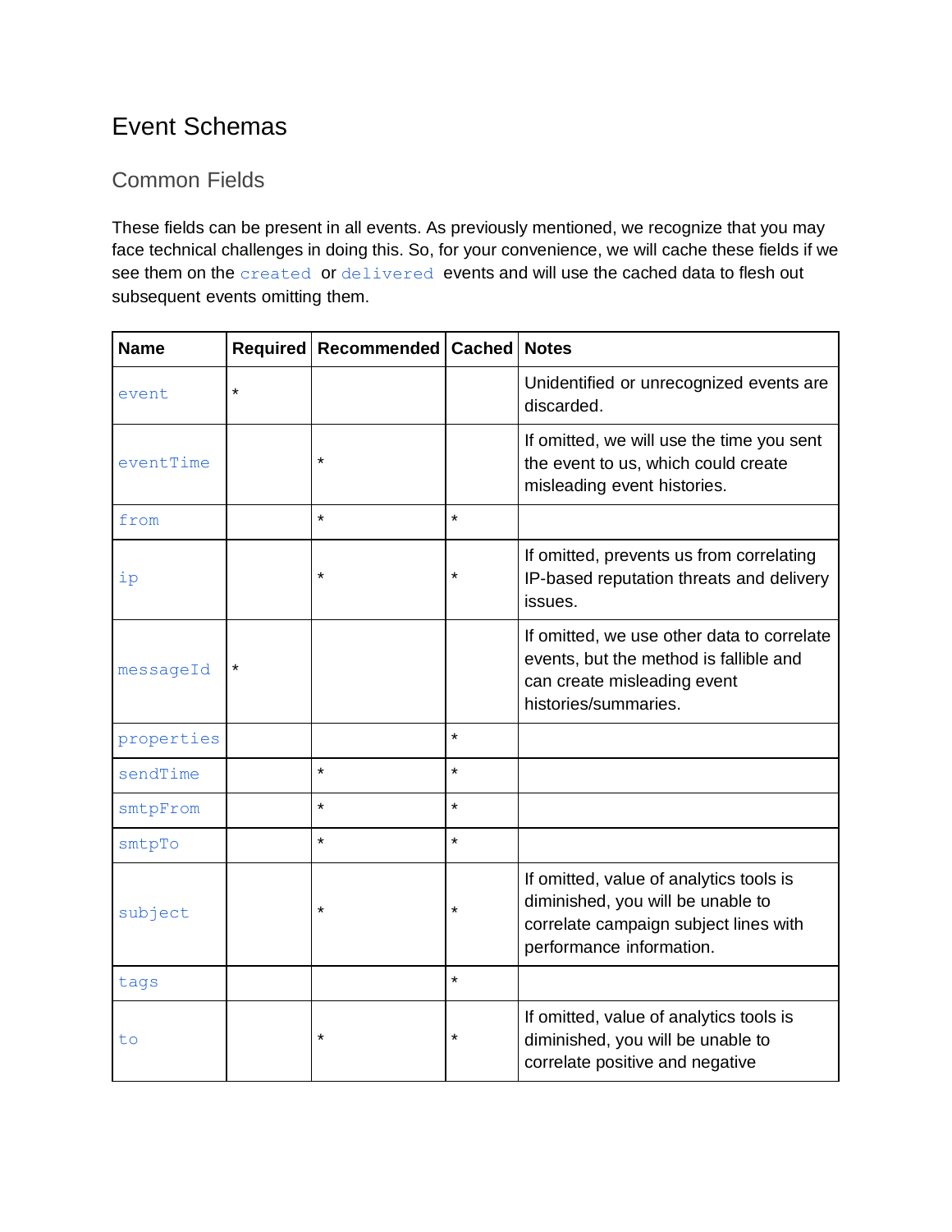# Event Schemas

## Common Fields

These fields can be present in all events. As previously mentioned, we recognize that you may face technical challenges in doing this. So, for your convenience, we will cache these fields if we see them on the `created` or `delivered` events and will use the cached data to flesh out subsequent events omitting them.

| Name | Required | Recommended | Cached | Notes |
|---|---|---|---|---|
| `event` | * | | | Unidentified or unrecognized events are discarded. |
| `eventTime` | | * | | If omitted, we will use the time you sent the event to us, which could create misleading event histories. |
| `from` | | * | * | |
| `ip` | | * | * | If omitted, prevents us from correlating IP-based reputation threats and delivery issues. |
| `messageId` | * | | | If omitted, we use other data to correlate events, but the method is fallible and can create misleading event histories/summaries. |
| `properties` | | | * | |
| `sendTime` | | * | * | |
| `smtpFrom` | | * | * | |
| `smtpTo` | | * | * | |
| `subject` | | * | * | If omitted, value of analytics tools is diminished, you will be unable to correlate campaign subject lines with performance information. |
| `tags` | | | * | |
| `to` | | * | * | If omitted, value of analytics tools is diminished, you will be unable to correlate positive and negative |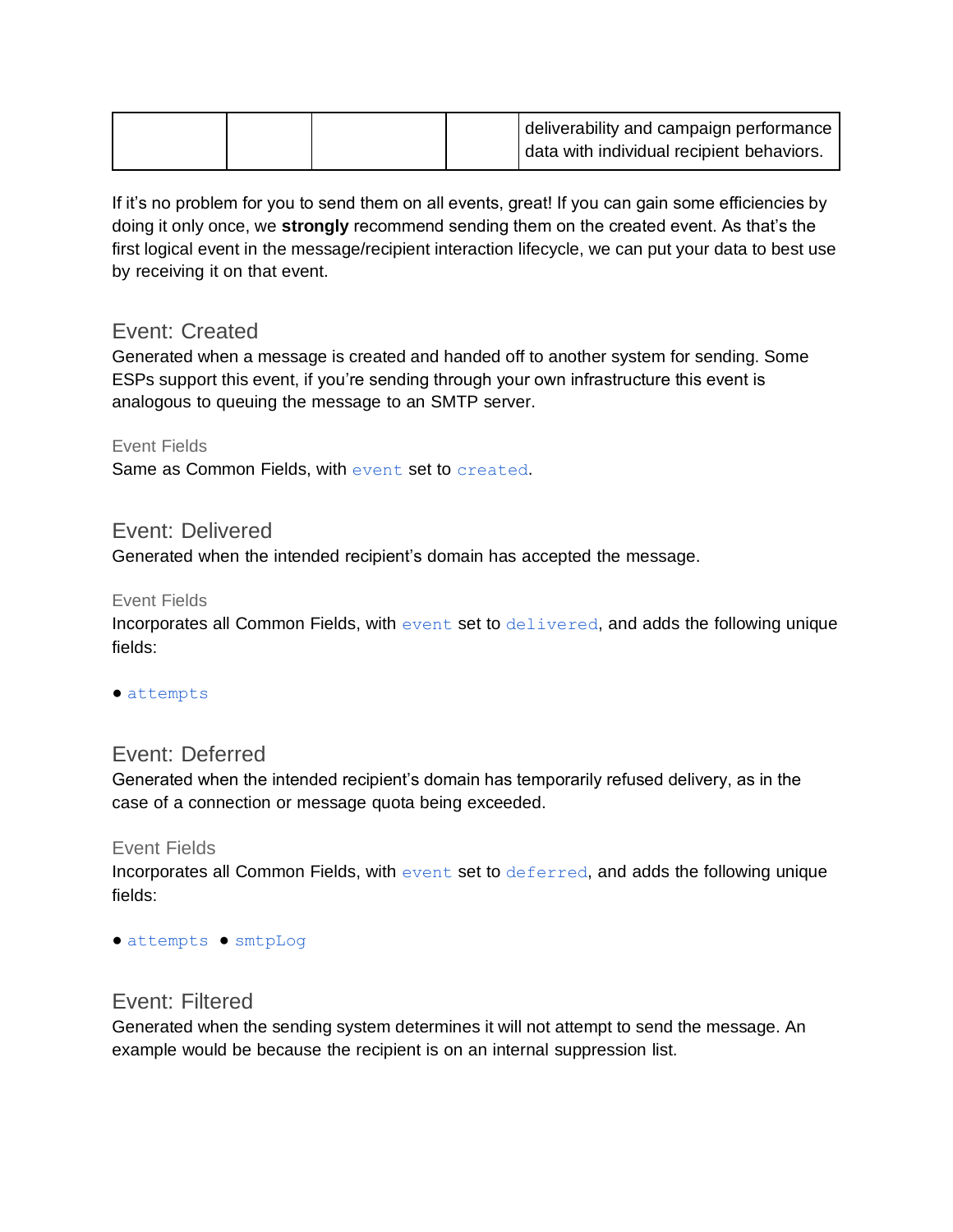| | | | | deliverability and campaign performance data with individual recipient behaviors. |
|---|---|---|---|---|

If it's no problem for you to send them on all events, great! If you can gain some efficiencies by doing it only once, we **strongly** recommend sending them on the created event. As that's the first logical event in the message/recipient interaction lifecycle, we can put your data to best use by receiving it on that event.

## Event: Created

Generated when a message is created and handed off to another system for sending. Some ESPs support this event, if you're sending through your own infrastructure this event is analogous to queuing the message to an SMTP server.

### Event Fields

Same as Common Fields, with `event` set to `created`.

## Event: Delivered

Generated when the intended recipient's domain has accepted the message.

### Event Fields

Incorporates all Common Fields, with `event` set to `delivered`, and adds the following unique fields:

- `attempts`

## Event: Deferred

Generated when the intended recipient's domain has temporarily refused delivery, as in the case of a connection or message quota being exceeded.

### Event Fields

Incorporates all Common Fields, with `event` set to `deferred`, and adds the following unique fields:

- `attempts`
- `smtpLog`

## Event: Filtered

Generated when the sending system determines it will not attempt to send the message. An example would be because the recipient is on an internal suppression list.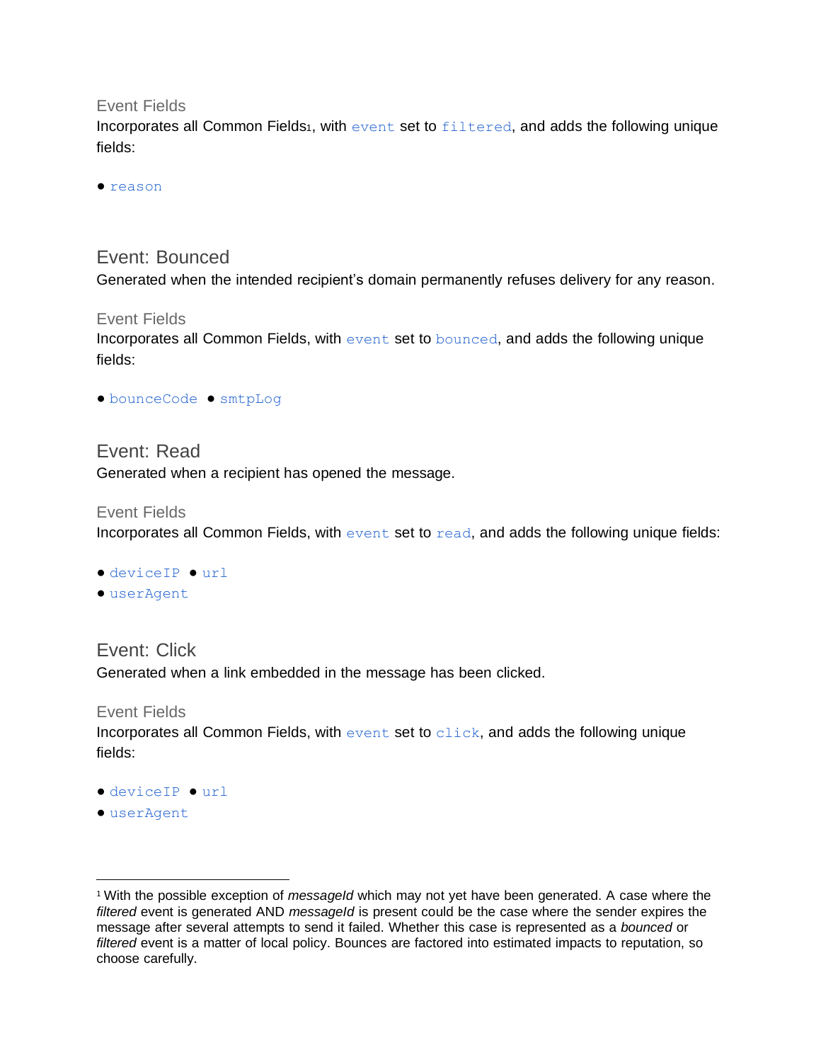#### Event Fields

Incorporates all Common Fields[1], with `event` set to `filtered`, and adds the following unique fields:

- `reason`

### Event: Bounced

Generated when the intended recipient's domain permanently refuses delivery for any reason.

#### Event Fields

Incorporates all Common Fields, with `event` set to `bounced`, and adds the following unique fields:

- `bounceCode`
- `smtpLog`

### Event: Read

Generated when a recipient has opened the message.

#### Event Fields

Incorporates all Common Fields, with `event` set to `read`, and adds the following unique fields:

- `deviceIP`
- `url`
- `userAgent`

### Event: Click

Generated when a link embedded in the message has been clicked.

#### Event Fields

Incorporates all Common Fields, with `event` set to `click`, and adds the following unique fields:

- `deviceIP`
- `url`
- `userAgent`

---

[1] With the possible exception of *messageId* which may not yet have been generated. A case where the *filtered* event is generated AND *messageId* is present could be the case where the sender expires the message after several attempts to send it failed. Whether this case is represented as a *bounced* or *filtered* event is a matter of local policy. Bounces are factored into estimated impacts to reputation, so choose carefully.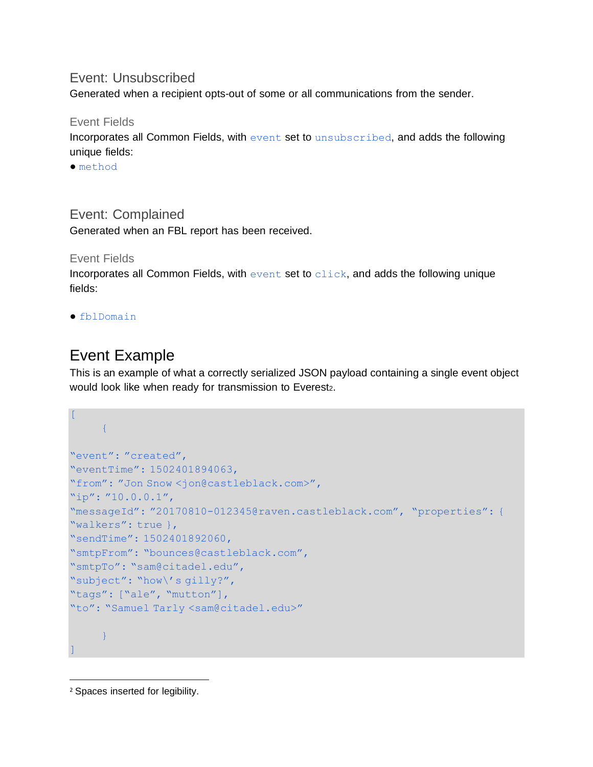### Event: Unsubscribed

Generated when a recipient opts-out of some or all communications from the sender.

#### Event Fields

Incorporates all Common Fields, with `event` set to `unsubscribed`, and adds the following unique fields:

- `method`

### Event: Complained

Generated when an FBL report has been received.

#### Event Fields

Incorporates all Common Fields, with `event` set to `click`, and adds the following unique fields:

- `fblDomain`

## Event Example

This is an example of what a correctly serialized JSON payload containing a single event object would look like when ready for transmission to Everest[2].

```
[
    {

"event": "created",
"eventTime": 1502401894063,
"from": "Jon Snow <jon@castleblack.com>",
"ip": "10.0.0.1",
"messageId": "20170810-012345@raven.castleblack.com", "properties": {
"walkers": true },
"sendTime": 1502401892060,
"smtpFrom": "bounces@castleblack.com",
"smtpTo": "sam@citadel.edu",
"subject": "how\'s gilly?",
"tags": ["ale", "mutton"],
"to": "Samuel Tarly <sam@citadel.edu>"

    }
]
```

[2] Spaces inserted for legibility.